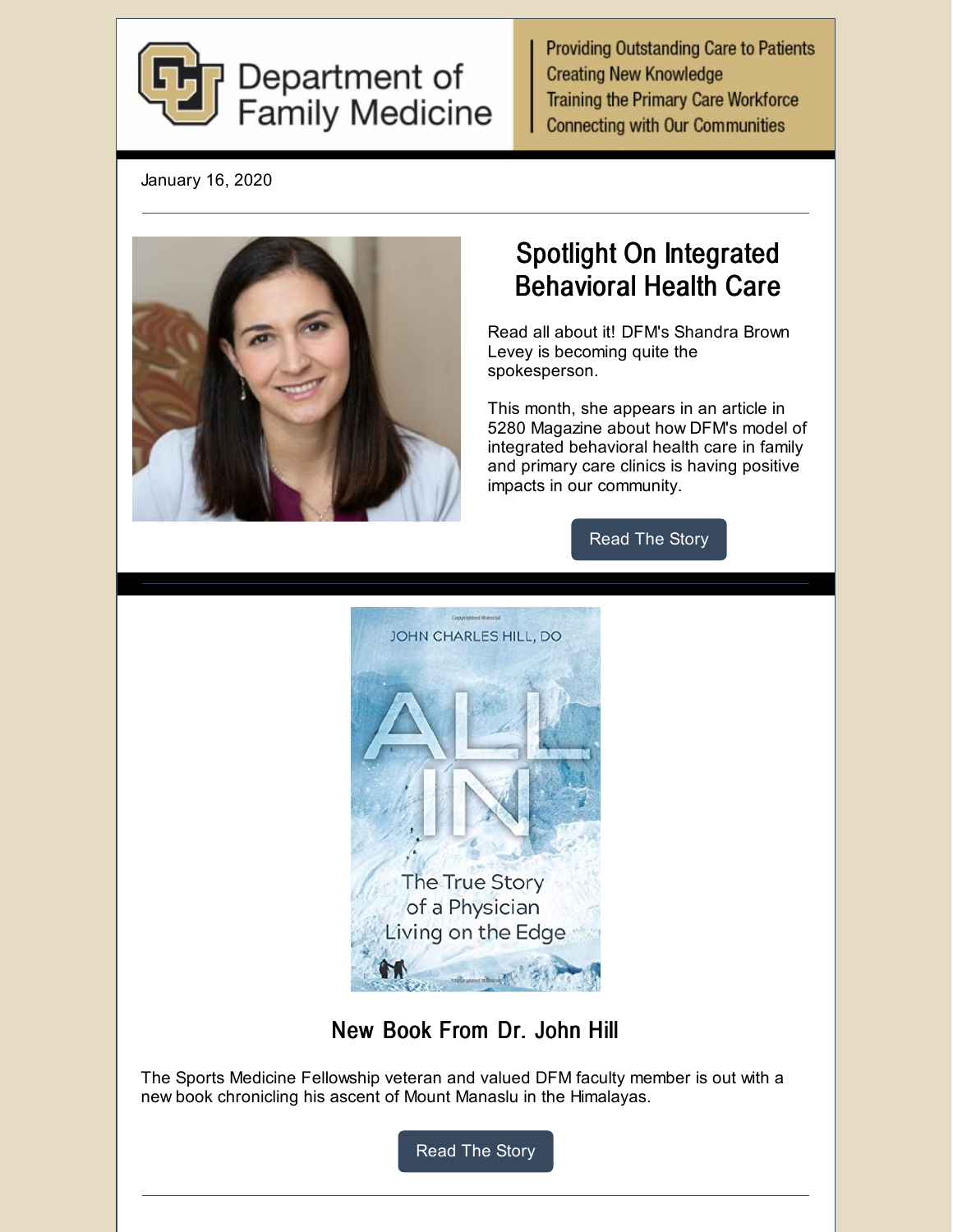Department of Family Medicine

Providing Outstanding Care to Patients
Creating New Knowledge
Training the Primary Care Workforce
Connecting with Our Communities

January 16, 2020

## Spotlight On Integrated Behavioral Health Care

Read all about it! DFM's Shandra Brown Levey is becoming quite the spokesperson.

This month, she appears in an article in 5280 Magazine about how DFM's model of integrated behavioral health care in family and primary care clinics is having positive impacts in our community.

Read The Story

## New Book From Dr. John Hill

The Sports Medicine Fellowship veteran and valued DFM faculty member is out with a new book chronicling his ascent of Mount Manaslu in the Himalayas.

Read The Story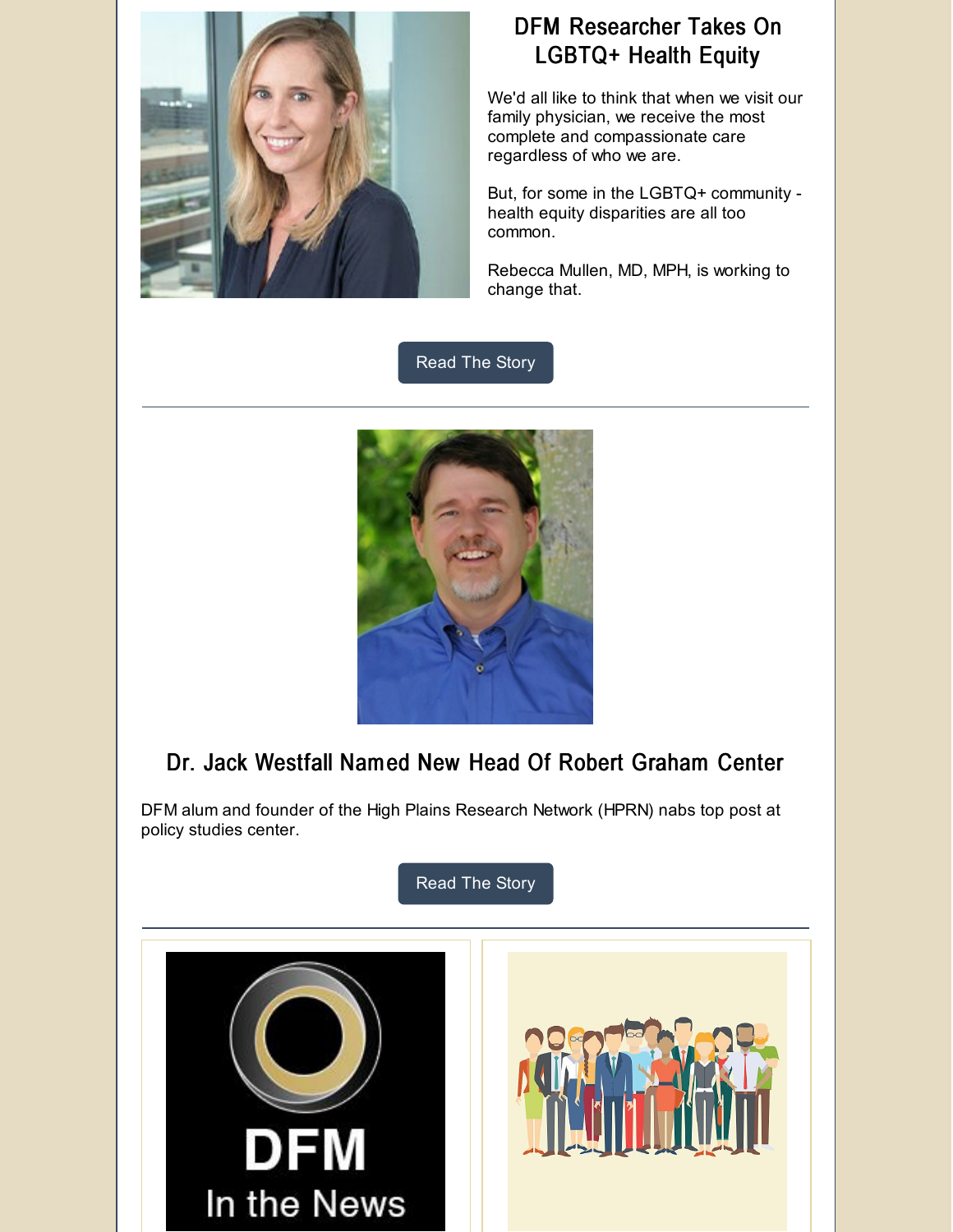## DFM Researcher Takes On LGBTQ+ Health Equity

We'd all like to think that when we visit our family physician, we receive the most complete and compassionate care regardless of who we are.

But, for some in the LGBTQ+ community - health equity disparities are all too common.

Rebecca Mullen, MD, MPH, is working to change that.

Read The Story

---

## Dr. Jack Westfall Named New Head Of Robert Graham Center

DFM alum and founder of the High Plains Research Network (HPRN) nabs top post at policy studies center.

Read The Story

---

DFM In the News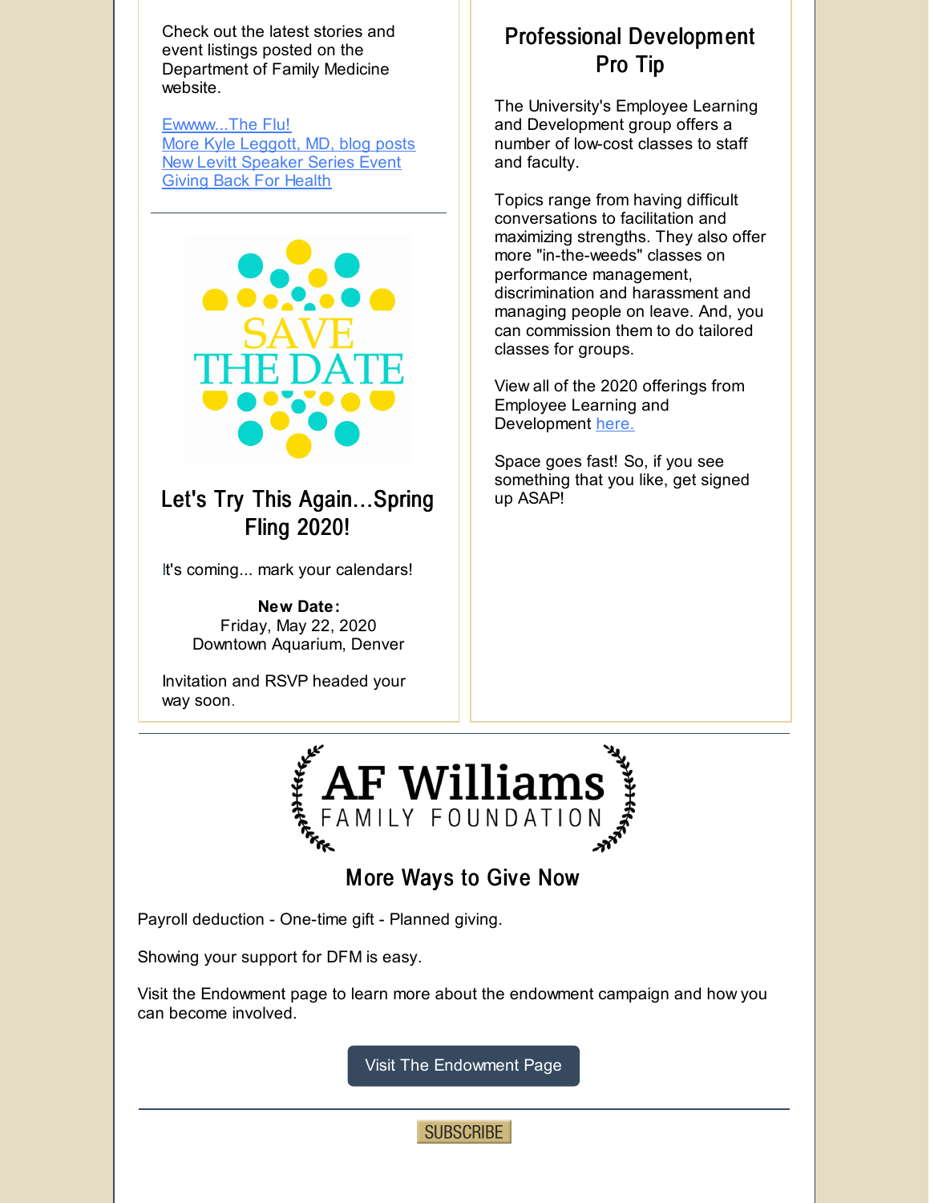Check out the latest stories and event listings posted on the Department of Family Medicine website.

Ewwww...The Flu!
More Kyle Leggott, MD, blog posts
New Levitt Speaker Series Event
Giving Back For Health

---

SAVE THE DATE

## Let's Try This Again...Spring Fling 2020!

It's coming... mark your calendars!

**New Date:**
Friday, May 22, 2020
Downtown Aquarium, Denver

Invitation and RSVP headed your way soon.

## Professional Development Pro Tip

The University's Employee Learning and Development group offers a number of low-cost classes to staff and faculty.

Topics range from having difficult conversations to facilitation and maximizing strengths. They also offer more "in-the-weeds" classes on performance management, discrimination and harassment and managing people on leave. And, you can commission them to do tailored classes for groups.

View all of the 2020 offerings from Employee Learning and Development here.

Space goes fast! So, if you see something that you like, get signed up ASAP!

---

AF Williams FAMILY FOUNDATION

## More Ways to Give Now

Payroll deduction - One-time gift - Planned giving.

Showing your support for DFM is easy.

Visit the Endowment page to learn more about the endowment campaign and how you can become involved.

Visit The Endowment Page

---

SUBSCRIBE